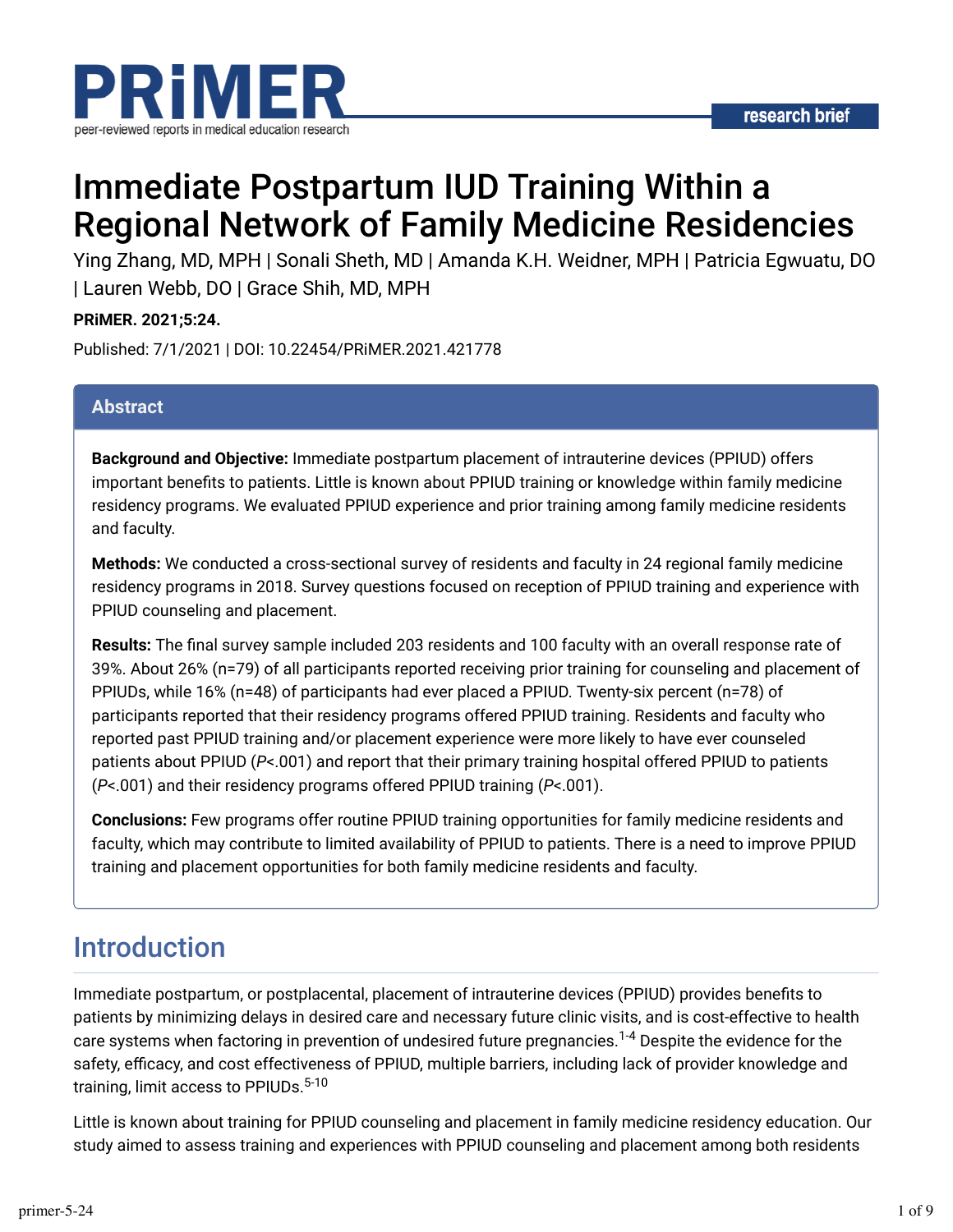PRiMER

peer-reviewed reports in medical education research

research brief

# Immediate Postpartum IUD Training Within a Regional Network of Family Medicine Residencies

Ying Zhang, MD, MPH | Sonali Sheth, MD | Amanda K.H. Weidner, MPH | Patricia Egwuatu, DO | Lauren Webb, DO | Grace Shih, MD, MPH

**PRiMER. 2021;5:24.**

Published: 7/1/2021 | DOI: 10.22454/PRiMER.2021.421778

## Abstract

**Background and Objective:** Immediate postpartum placement of intrauterine devices (PPIUD) offers important benefits to patients. Little is known about PPIUD training or knowledge within family medicine residency programs. We evaluated PPIUD experience and prior training among family medicine residents and faculty.

**Methods:** We conducted a cross-sectional survey of residents and faculty in 24 regional family medicine residency programs in 2018. Survey questions focused on reception of PPIUD training and experience with PPIUD counseling and placement.

**Results:** The final survey sample included 203 residents and 100 faculty with an overall response rate of 39%. About 26% (n=79) of all participants reported receiving prior training for counseling and placement of PPIUDs, while 16% (n=48) of participants had ever placed a PPIUD. Twenty-six percent (n=78) of participants reported that their residency programs offered PPIUD training. Residents and faculty who reported past PPIUD training and/or placement experience were more likely to have ever counseled patients about PPIUD (*P*<.001) and report that their primary training hospital offered PPIUD to patients (*P*<.001) and their residency programs offered PPIUD training (*P*<.001).

**Conclusions:** Few programs offer routine PPIUD training opportunities for family medicine residents and faculty, which may contribute to limited availability of PPIUD to patients. There is a need to improve PPIUD training and placement opportunities for both family medicine residents and faculty.

## Introduction

Immediate postpartum, or postplacental, placement of intrauterine devices (PPIUD) provides benefits to patients by minimizing delays in desired care and necessary future clinic visits, and is cost-effective to health care systems when factoring in prevention of undesired future pregnancies.[1-4] Despite the evidence for the safety, efficacy, and cost effectiveness of PPIUD, multiple barriers, including lack of provider knowledge and training, limit access to PPIUDs.[5-10]

Little is known about training for PPIUD counseling and placement in family medicine residency education. Our study aimed to assess training and experiences with PPIUD counseling and placement among both residents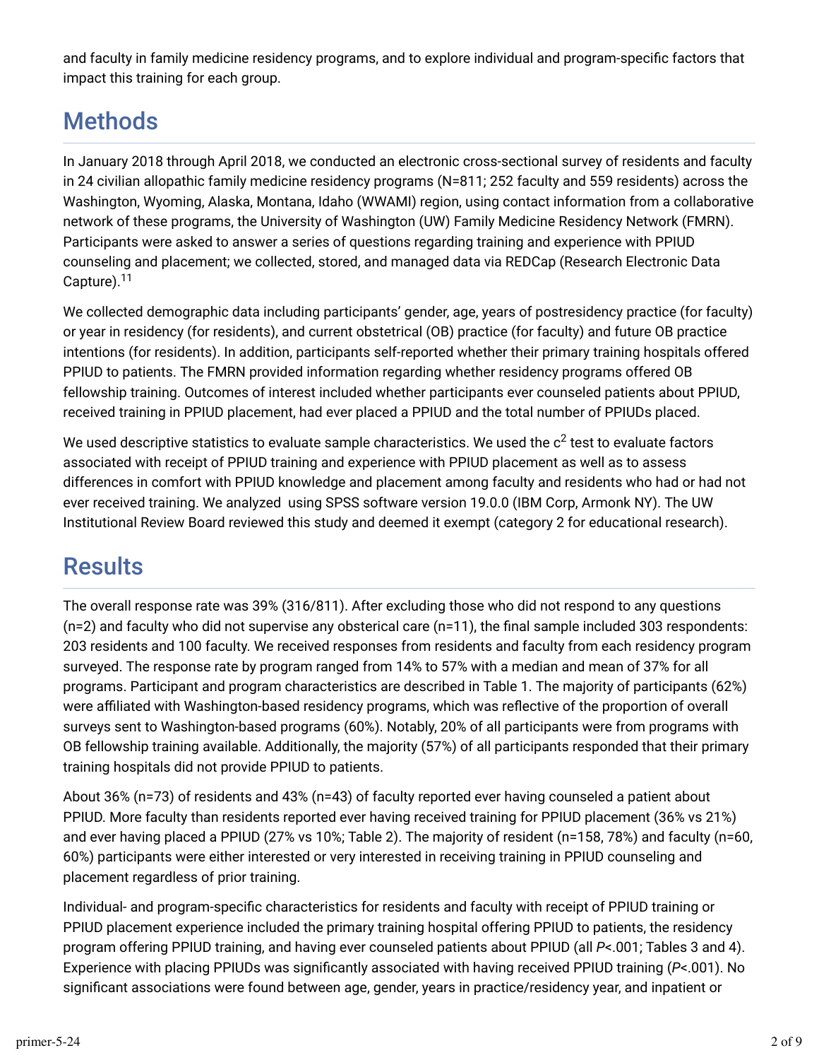and faculty in family medicine residency programs, and to explore individual and program-specific factors that impact this training for each group.

## Methods

In January 2018 through April 2018, we conducted an electronic cross-sectional survey of residents and faculty in 24 civilian allopathic family medicine residency programs (N=811; 252 faculty and 559 residents) across the Washington, Wyoming, Alaska, Montana, Idaho (WWAMI) region, using contact information from a collaborative network of these programs, the University of Washington (UW) Family Medicine Residency Network (FMRN). Participants were asked to answer a series of questions regarding training and experience with PPIUD counseling and placement; we collected, stored, and managed data via REDCap (Research Electronic Data Capture).[11]

We collected demographic data including participants' gender, age, years of postresidency practice (for faculty) or year in residency (for residents), and current obstetrical (OB) practice (for faculty) and future OB practice intentions (for residents). In addition, participants self-reported whether their primary training hospitals offered PPIUD to patients. The FMRN provided information regarding whether residency programs offered OB fellowship training. Outcomes of interest included whether participants ever counseled patients about PPIUD, received training in PPIUD placement, had ever placed a PPIUD and the total number of PPIUDs placed.

We used descriptive statistics to evaluate sample characteristics. We used the $c^2$ test to evaluate factors associated with receipt of PPIUD training and experience with PPIUD placement as well as to assess differences in comfort with PPIUD knowledge and placement among faculty and residents who had or had not ever received training. We analyzed  using SPSS software version 19.0.0 (IBM Corp, Armonk NY). The UW Institutional Review Board reviewed this study and deemed it exempt (category 2 for educational research).

## Results

The overall response rate was 39% (316/811). After excluding those who did not respond to any questions (n=2) and faculty who did not supervise any obsterical care (n=11), the final sample included 303 respondents: 203 residents and 100 faculty. We received responses from residents and faculty from each residency program surveyed. The response rate by program ranged from 14% to 57% with a median and mean of 37% for all programs. Participant and program characteristics are described in Table 1. The majority of participants (62%) were affiliated with Washington-based residency programs, which was reflective of the proportion of overall surveys sent to Washington-based programs (60%). Notably, 20% of all participants were from programs with OB fellowship training available. Additionally, the majority (57%) of all participants responded that their primary training hospitals did not provide PPIUD to patients.

About 36% (n=73) of residents and 43% (n=43) of faculty reported ever having counseled a patient about PPIUD. More faculty than residents reported ever having received training for PPIUD placement (36% vs 21%) and ever having placed a PPIUD (27% vs 10%; Table 2). The majority of resident (n=158, 78%) and faculty (n=60, 60%) participants were either interested or very interested in receiving training in PPIUD counseling and placement regardless of prior training.

Individual- and program-specific characteristics for residents and faculty with receipt of PPIUD training or PPIUD placement experience included the primary training hospital offering PPIUD to patients, the residency program offering PPIUD training, and having ever counseled patients about PPIUD (all $P<.001$; Tables 3 and 4). Experience with placing PPIUDs was significantly associated with having received PPIUD training ($P<.001$). No significant associations were found between age, gender, years in practice/residency year, and inpatient or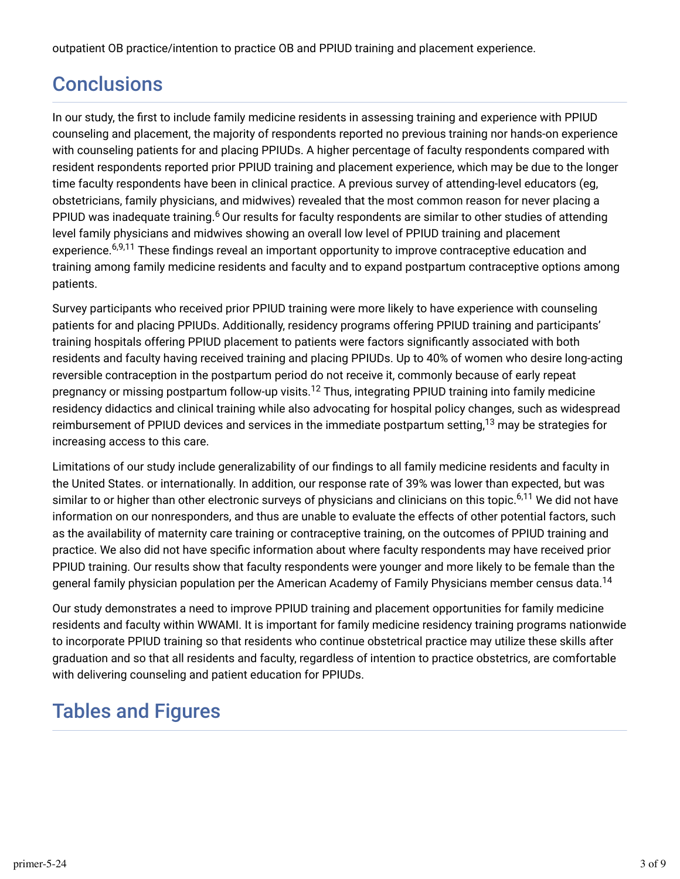outpatient OB practice/intention to practice OB and PPIUD training and placement experience.

## Conclusions

In our study, the first to include family medicine residents in assessing training and experience with PPIUD counseling and placement, the majority of respondents reported no previous training nor hands-on experience with counseling patients for and placing PPIUDs. A higher percentage of faculty respondents compared with resident respondents reported prior PPIUD training and placement experience, which may be due to the longer time faculty respondents have been in clinical practice. A previous survey of attending-level educators (eg, obstetricians, family physicians, and midwives) revealed that the most common reason for never placing a PPIUD was inadequate training.[6] Our results for faculty respondents are similar to other studies of attending level family physicians and midwives showing an overall low level of PPIUD training and placement experience.[6,9,11] These findings reveal an important opportunity to improve contraceptive education and training among family medicine residents and faculty and to expand postpartum contraceptive options among patients.

Survey participants who received prior PPIUD training were more likely to have experience with counseling patients for and placing PPIUDs. Additionally, residency programs offering PPIUD training and participants' training hospitals offering PPIUD placement to patients were factors significantly associated with both residents and faculty having received training and placing PPIUDs. Up to 40% of women who desire long-acting reversible contraception in the postpartum period do not receive it, commonly because of early repeat pregnancy or missing postpartum follow-up visits.[12] Thus, integrating PPIUD training into family medicine residency didactics and clinical training while also advocating for hospital policy changes, such as widespread reimbursement of PPIUD devices and services in the immediate postpartum setting,[13] may be strategies for increasing access to this care.

Limitations of our study include generalizability of our findings to all family medicine residents and faculty in the United States. or internationally. In addition, our response rate of 39% was lower than expected, but was similar to or higher than other electronic surveys of physicians and clinicians on this topic.[6,11] We did not have information on our nonresponders, and thus are unable to evaluate the effects of other potential factors, such as the availability of maternity care training or contraceptive training, on the outcomes of PPIUD training and practice. We also did not have specific information about where faculty respondents may have received prior PPIUD training. Our results show that faculty respondents were younger and more likely to be female than the general family physician population per the American Academy of Family Physicians member census data.[14]

Our study demonstrates a need to improve PPIUD training and placement opportunities for family medicine residents and faculty within WWAMI. It is important for family medicine residency training programs nationwide to incorporate PPIUD training so that residents who continue obstetrical practice may utilize these skills after graduation and so that all residents and faculty, regardless of intention to practice obstetrics, are comfortable with delivering counseling and patient education for PPIUDs.

## Tables and Figures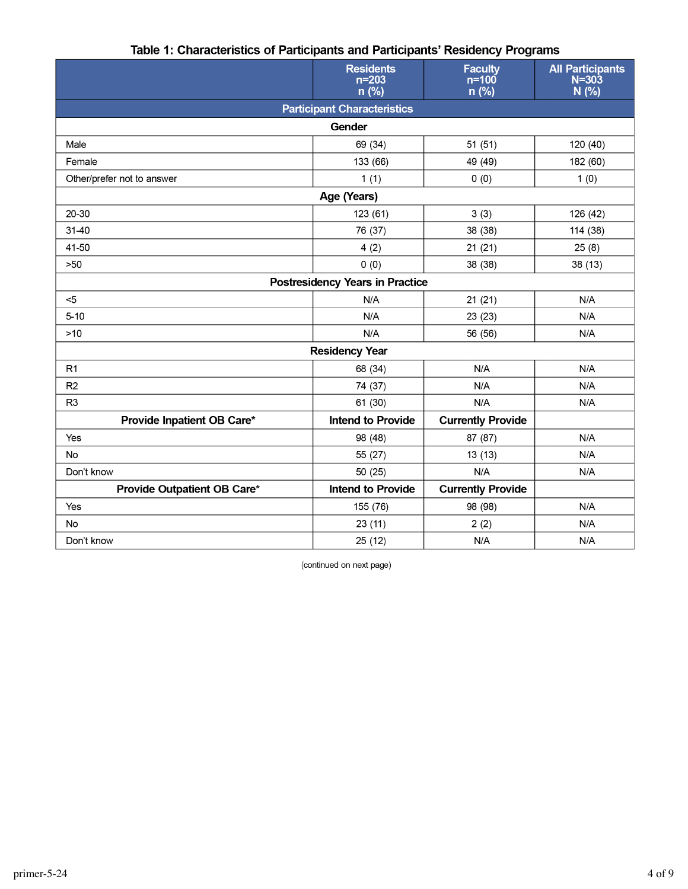**Table 1: Characteristics of Participants and Participants' Residency Programs**

| | Residents n=203 n (%) | Faculty n=100 n (%) | All Participants N=303 N (%) |
|---|---|---|---|
| **Participant Characteristics** | | | |
| **Gender** | | | |
| Male | 69 (34) | 51 (51) | 120 (40) |
| Female | 133 (66) | 49 (49) | 182 (60) |
| Other/prefer not to answer | 1 (1) | 0 (0) | 1 (0) |
| **Age (Years)** | | | |
| 20-30 | 123 (61) | 3 (3) | 126 (42) |
| 31-40 | 76 (37) | 38 (38) | 114 (38) |
| 41-50 | 4 (2) | 21 (21) | 25 (8) |
| >50 | 0 (0) | 38 (38) | 38 (13) |
| **Postresidency Years in Practice** | | | |
| <5 | N/A | 21 (21) | N/A |
| 5-10 | N/A | 23 (23) | N/A |
| >10 | N/A | 56 (56) | N/A |
| **Residency Year** | | | |
| R1 | 68 (34) | N/A | N/A |
| R2 | 74 (37) | N/A | N/A |
| R3 | 61 (30) | N/A | N/A |
| **Provide Inpatient OB Care*** | **Intend to Provide** | **Currently Provide** | |
| Yes | 98 (48) | 87 (87) | N/A |
| No | 55 (27) | 13 (13) | N/A |
| Don't know | 50 (25) | N/A | N/A |
| **Provide Outpatient OB Care*** | **Intend to Provide** | **Currently Provide** | |
| Yes | 155 (76) | 98 (98) | N/A |
| No | 23 (11) | 2 (2) | N/A |
| Don't know | 25 (12) | N/A | N/A |

(continued on next page)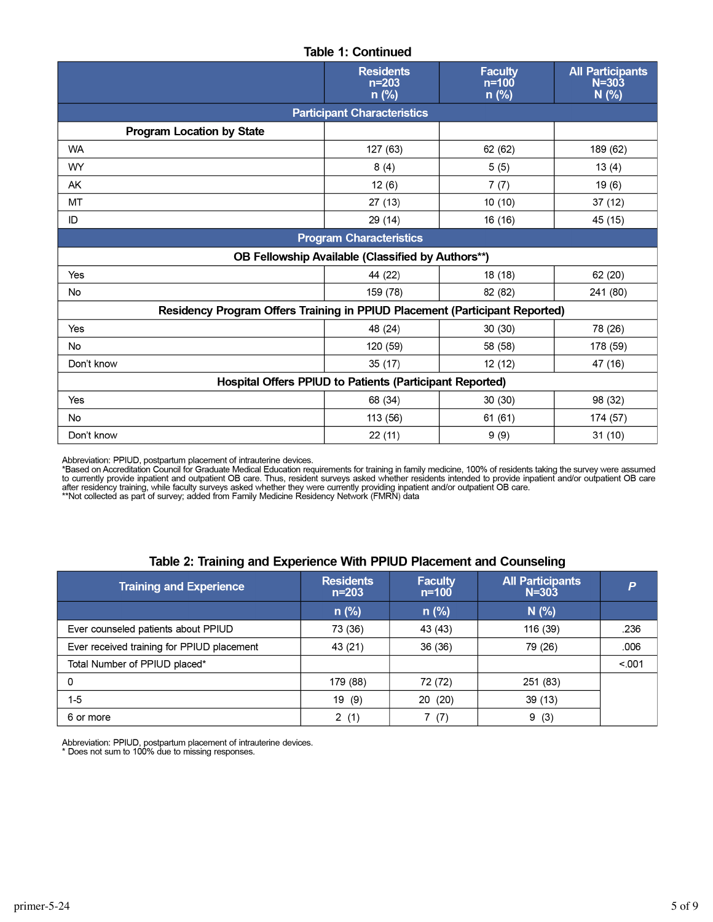**Table 1: Continued**

| | Residents n=203 n (%) | Faculty n=100 n (%) | All Participants N=303 N (%) |
|---|---|---|---|
| **Participant Characteristics** | | | |
| **Program Location by State** | | | |
| WA | 127 (63) | 62 (62) | 189 (62) |
| WY | 8 (4) | 5 (5) | 13 (4) |
| AK | 12 (6) | 7 (7) | 19 (6) |
| MT | 27 (13) | 10 (10) | 37 (12) |
| ID | 29 (14) | 16 (16) | 45 (15) |
| **Program Characteristics** | | | |
| **OB Fellowship Available (Classified by Authors**)** | | | |
| Yes | 44 (22) | 18 (18) | 62 (20) |
| No | 159 (78) | 82 (82) | 241 (80) |
| **Residency Program Offers Training in PPIUD Placement (Participant Reported)** | | | |
| Yes | 48 (24) | 30 (30) | 78 (26) |
| No | 120 (59) | 58 (58) | 178 (59) |
| Don't know | 35 (17) | 12 (12) | 47 (16) |
| **Hospital Offers PPIUD to Patients (Participant Reported)** | | | |
| Yes | 68 (34) | 30 (30) | 98 (32) |
| No | 113 (56) | 61 (61) | 174 (57) |
| Don't know | 22 (11) | 9 (9) | 31 (10) |

Abbreviation: PPIUD, postpartum placement of intrauterine devices.
*Based on Accreditation Council for Graduate Medical Education requirements for training in family medicine, 100% of residents taking the survey were assumed to currently provide inpatient and outpatient OB care. Thus, resident surveys asked whether residents intended to provide inpatient and/or outpatient OB care after residency training, while faculty surveys asked whether they were currently providing inpatient and/or outpatient OB care.
**Not collected as part of survey; added from Family Medicine Residency Network (FMRN) data

**Table 2: Training and Experience With PPIUD Placement and Counseling**

| Training and Experience | Residents n=203 | Faculty n=100 | All Participants N=303 | *P* |
|---|---|---|---|---|
| | n (%) | n (%) | N (%) | |
| Ever counseled patients about PPIUD | 73 (36) | 43 (43) | 116 (39) | .236 |
| Ever received training for PPIUD placement | 43 (21) | 36 (36) | 79 (26) | .006 |
| Total Number of PPIUD placed* | | | | <.001 |
| 0 | 179 (88) | 72 (72) | 251 (83) | |
| 1-5 | 19 (9) | 20 (20) | 39 (13) | |
| 6 or more | 2 (1) | 7 (7) | 9 (3) | |

Abbreviation: PPIUD, postpartum placement of intrauterine devices.
* Does not sum to 100% due to missing responses.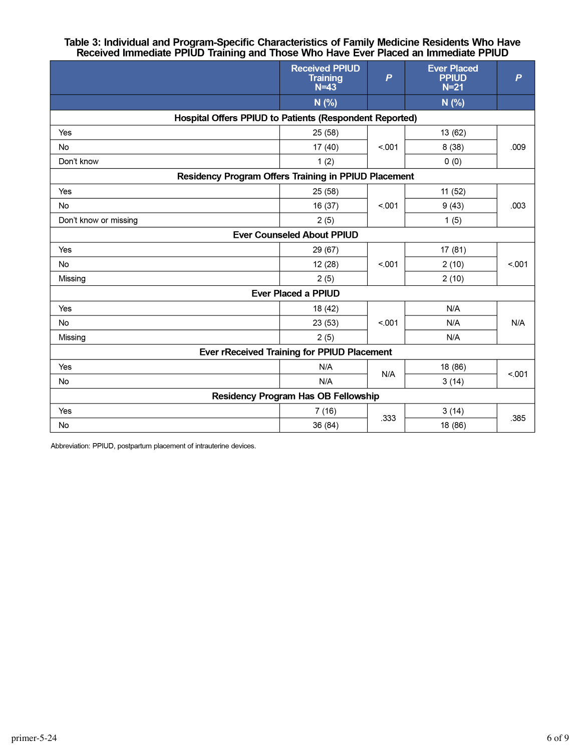**Table 3: Individual and Program-Specific Characteristics of Family Medicine Residents Who Have Received Immediate PPIUD Training and Those Who Have Ever Placed an Immediate PPIUD**

| | Received PPIUD Training N=43 | *P* | Ever Placed PPIUD N=21 | *P* |
|---|---|---|---|---|
| | N (%) | | N (%) | |
| **Hospital Offers PPIUD to Patients (Respondent Reported)** | | | | |
| Yes | 25 (58) | <.001 | 13 (62) | .009 |
| No | 17 (40) | | 8 (38) | |
| Don't know | 1 (2) | | 0 (0) | |
| **Residency Program Offers Training in PPIUD Placement** | | | | |
| Yes | 25 (58) | <.001 | 11 (52) | .003 |
| No | 16 (37) | | 9 (43) | |
| Don't know or missing | 2 (5) | | 1 (5) | |
| **Ever Counseled About PPIUD** | | | | |
| Yes | 29 (67) | <.001 | 17 (81) | <.001 |
| No | 12 (28) | | 2 (10) | |
| Missing | 2 (5) | | 2 (10) | |
| **Ever Placed a PPIUD** | | | | |
| Yes | 18 (42) | <.001 | N/A | N/A |
| No | 23 (53) | | N/A | |
| Missing | 2 (5) | | N/A | |
| **Ever rReceived Training for PPIUD Placement** | | | | |
| Yes | N/A | N/A | 18 (86) | <.001 |
| No | N/A | | 3 (14) | |
| **Residency Program Has OB Fellowship** | | | | |
| Yes | 7 (16) | .333 | 3 (14) | .385 |
| No | 36 (84) | | 18 (86) | |

Abbreviation: PPIUD, postpartum placement of intrauterine devices.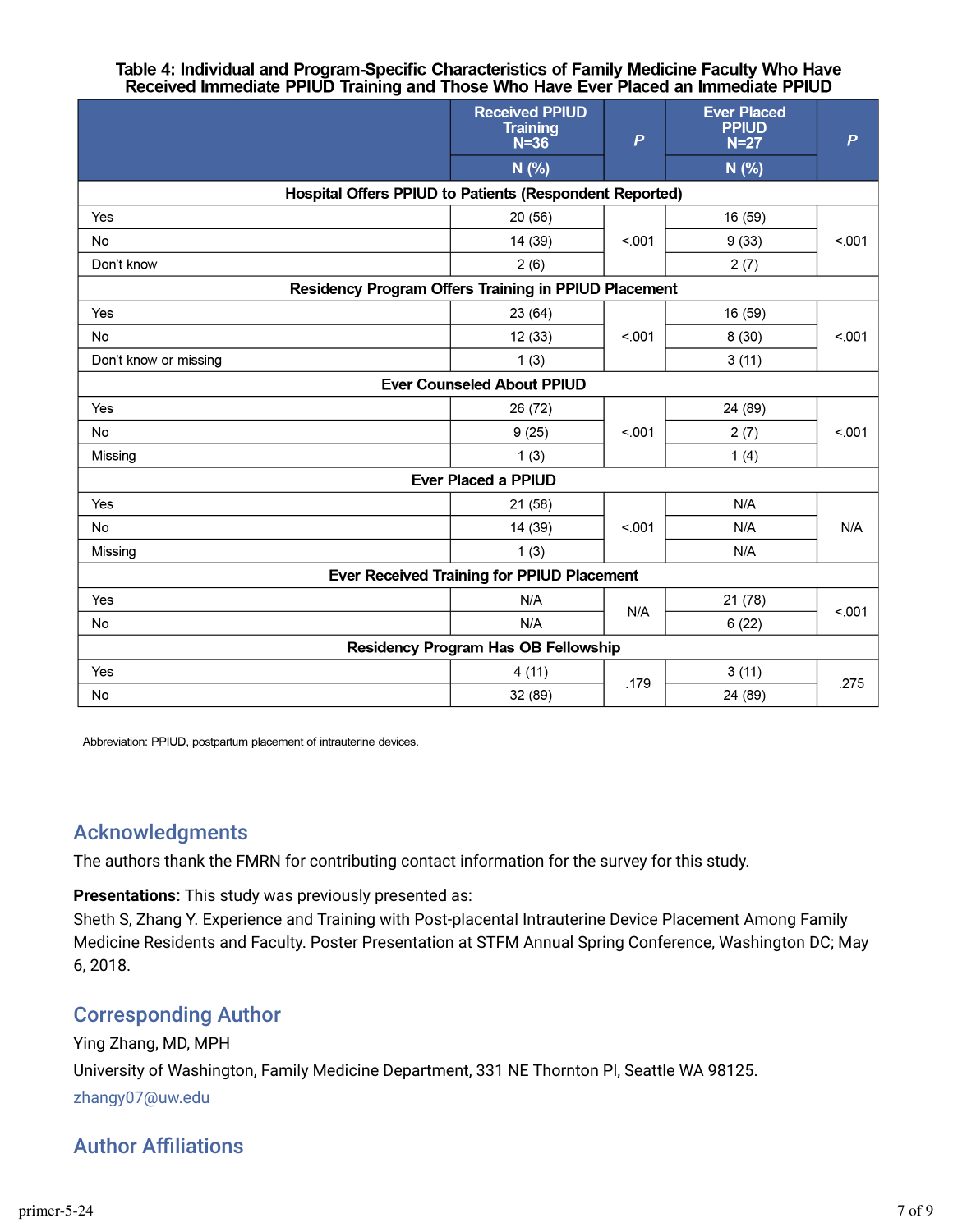**Table 4: Individual and Program-Specific Characteristics of Family Medicine Faculty Who Have Received Immediate PPIUD Training and Those Who Have Ever Placed an Immediate PPIUD**

| | Received PPIUD Training N=36 | *P* | Ever Placed PPIUD N=27 | *P* |
|---|---|---|---|---|
| | N (%) | | N (%) | |
| **Hospital Offers PPIUD to Patients (Respondent Reported)** | | | | |
| Yes | 20 (56) | <.001 | 16 (59) | <.001 |
| No | 14 (39) | | 9 (33) | |
| Don't know | 2 (6) | | 2 (7) | |
| **Residency Program Offers Training in PPIUD Placement** | | | | |
| Yes | 23 (64) | <.001 | 16 (59) | <.001 |
| No | 12 (33) | | 8 (30) | |
| Don't know or missing | 1 (3) | | 3 (11) | |
| **Ever Counseled About PPIUD** | | | | |
| Yes | 26 (72) | <.001 | 24 (89) | <.001 |
| No | 9 (25) | | 2 (7) | |
| Missing | 1 (3) | | 1 (4) | |
| **Ever Placed a PPIUD** | | | | |
| Yes | 21 (58) | <.001 | N/A | N/A |
| No | 14 (39) | | N/A | |
| Missing | 1 (3) | | N/A | |
| **Ever Received Training for PPIUD Placement** | | | | |
| Yes | N/A | N/A | 21 (78) | <.001 |
| No | N/A | | 6 (22) | |
| **Residency Program Has OB Fellowship** | | | | |
| Yes | 4 (11) | .179 | 3 (11) | .275 |
| No | 32 (89) | | 24 (89) | |

Abbreviation: PPIUD, postpartum placement of intrauterine devices.

## Acknowledgments

The authors thank the FMRN for contributing contact information for the survey for this study.

**Presentations:** This study was previously presented as:
Sheth S, Zhang Y. Experience and Training with Post-placental Intrauterine Device Placement Among Family Medicine Residents and Faculty. Poster Presentation at STFM Annual Spring Conference, Washington DC; May 6, 2018.

## Corresponding Author

Ying Zhang, MD, MPH

University of Washington, Family Medicine Department, 331 NE Thornton Pl, Seattle WA 98125.

zhangy07@uw.edu

## Author Affiliations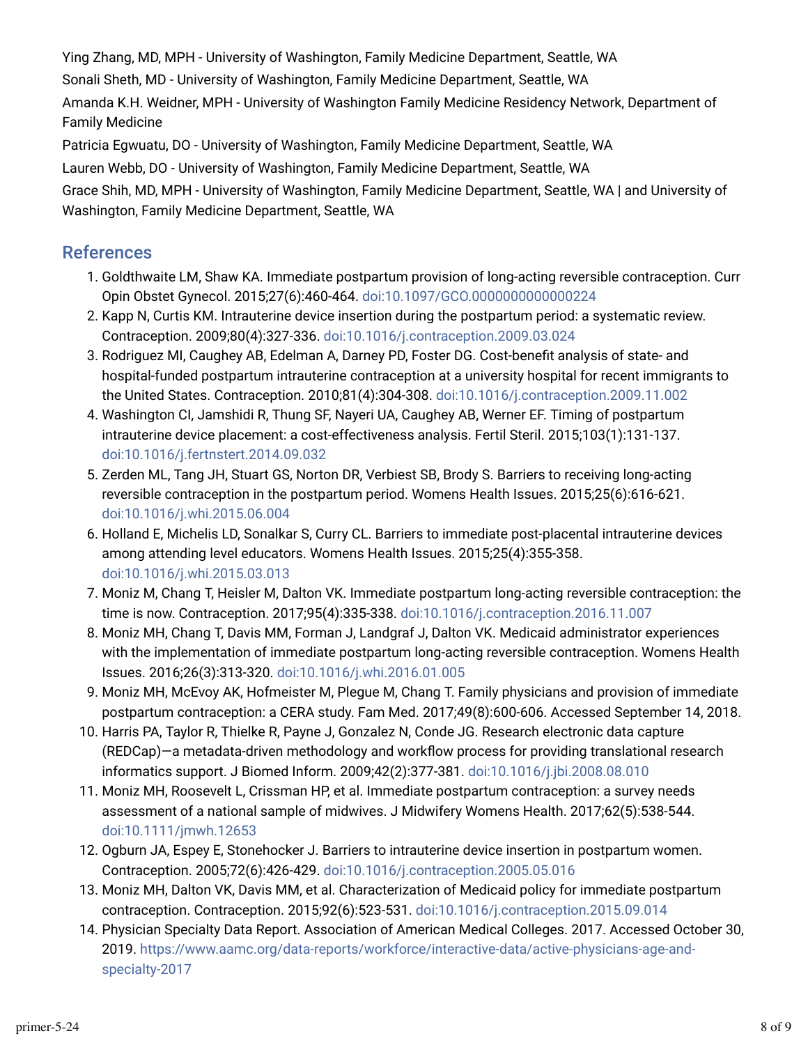Ying Zhang, MD, MPH - University of Washington, Family Medicine Department, Seattle, WA

Sonali Sheth, MD - University of Washington, Family Medicine Department, Seattle, WA

Amanda K.H. Weidner, MPH - University of Washington Family Medicine Residency Network, Department of Family Medicine

Patricia Egwuatu, DO - University of Washington, Family Medicine Department, Seattle, WA

Lauren Webb, DO - University of Washington, Family Medicine Department, Seattle, WA

Grace Shih, MD, MPH - University of Washington, Family Medicine Department, Seattle, WA | and University of Washington, Family Medicine Department, Seattle, WA

## References

1. Goldthwaite LM, Shaw KA. Immediate postpartum provision of long-acting reversible contraception. Curr Opin Obstet Gynecol. 2015;27(6):460-464. doi:10.1097/GCO.0000000000000224
2. Kapp N, Curtis KM. Intrauterine device insertion during the postpartum period: a systematic review. Contraception. 2009;80(4):327-336. doi:10.1016/j.contraception.2009.03.024
3. Rodriguez MI, Caughey AB, Edelman A, Darney PD, Foster DG. Cost-benefit analysis of state- and hospital-funded postpartum intrauterine contraception at a university hospital for recent immigrants to the United States. Contraception. 2010;81(4):304-308. doi:10.1016/j.contraception.2009.11.002
4. Washington CI, Jamshidi R, Thung SF, Nayeri UA, Caughey AB, Werner EF. Timing of postpartum intrauterine device placement: a cost-effectiveness analysis. Fertil Steril. 2015;103(1):131-137. doi:10.1016/j.fertnstert.2014.09.032
5. Zerden ML, Tang JH, Stuart GS, Norton DR, Verbiest SB, Brody S. Barriers to receiving long-acting reversible contraception in the postpartum period. Womens Health Issues. 2015;25(6):616-621. doi:10.1016/j.whi.2015.06.004
6. Holland E, Michelis LD, Sonalkar S, Curry CL. Barriers to immediate post-placental intrauterine devices among attending level educators. Womens Health Issues. 2015;25(4):355-358. doi:10.1016/j.whi.2015.03.013
7. Moniz M, Chang T, Heisler M, Dalton VK. Immediate postpartum long-acting reversible contraception: the time is now. Contraception. 2017;95(4):335-338. doi:10.1016/j.contraception.2016.11.007
8. Moniz MH, Chang T, Davis MM, Forman J, Landgraf J, Dalton VK. Medicaid administrator experiences with the implementation of immediate postpartum long-acting reversible contraception. Womens Health Issues. 2016;26(3):313-320. doi:10.1016/j.whi.2016.01.005
9. Moniz MH, McEvoy AK, Hofmeister M, Plegue M, Chang T. Family physicians and provision of immediate postpartum contraception: a CERA study. Fam Med. 2017;49(8):600-606. Accessed September 14, 2018.
10. Harris PA, Taylor R, Thielke R, Payne J, Gonzalez N, Conde JG. Research electronic data capture (REDCap)—a metadata-driven methodology and workflow process for providing translational research informatics support. J Biomed Inform. 2009;42(2):377-381. doi:10.1016/j.jbi.2008.08.010
11. Moniz MH, Roosevelt L, Crissman HP, et al. Immediate postpartum contraception: a survey needs assessment of a national sample of midwives. J Midwifery Womens Health. 2017;62(5):538-544. doi:10.1111/jmwh.12653
12. Ogburn JA, Espey E, Stonehocker J. Barriers to intrauterine device insertion in postpartum women. Contraception. 2005;72(6):426-429. doi:10.1016/j.contraception.2005.05.016
13. Moniz MH, Dalton VK, Davis MM, et al. Characterization of Medicaid policy for immediate postpartum contraception. Contraception. 2015;92(6):523-531. doi:10.1016/j.contraception.2015.09.014
14. Physician Specialty Data Report. Association of American Medical Colleges. 2017. Accessed October 30, 2019. https://www.aamc.org/data-reports/workforce/interactive-data/active-physicians-age-and-specialty-2017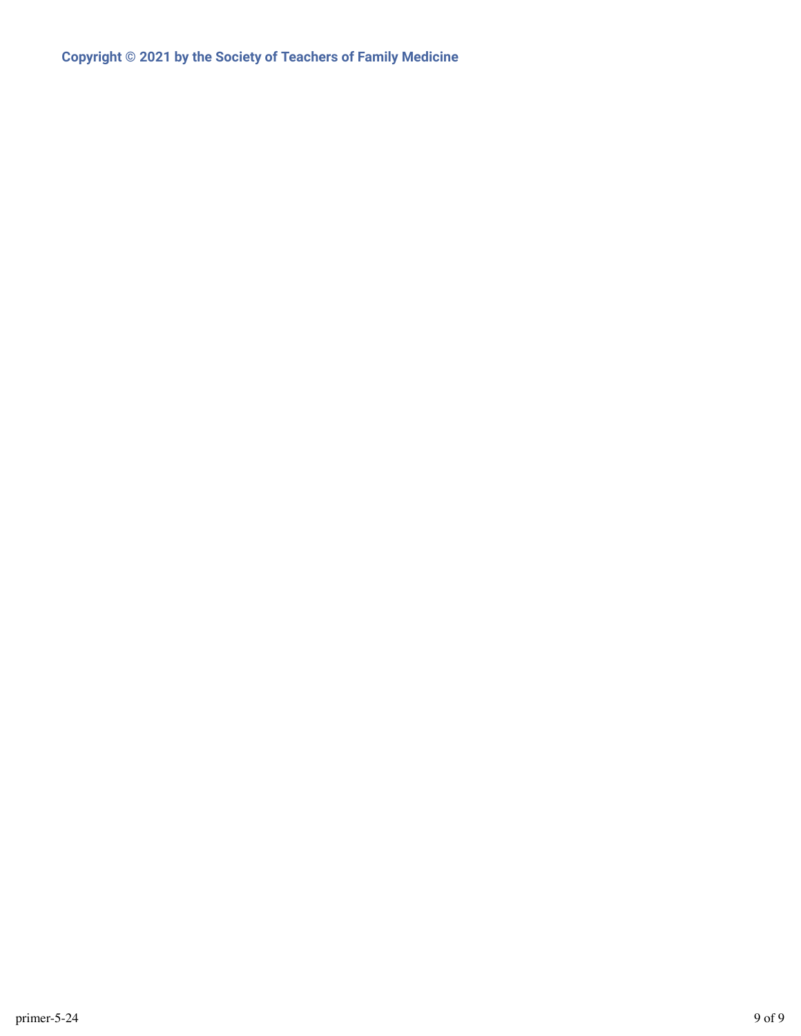**Copyright © 2021 by the Society of Teachers of Family Medicine**